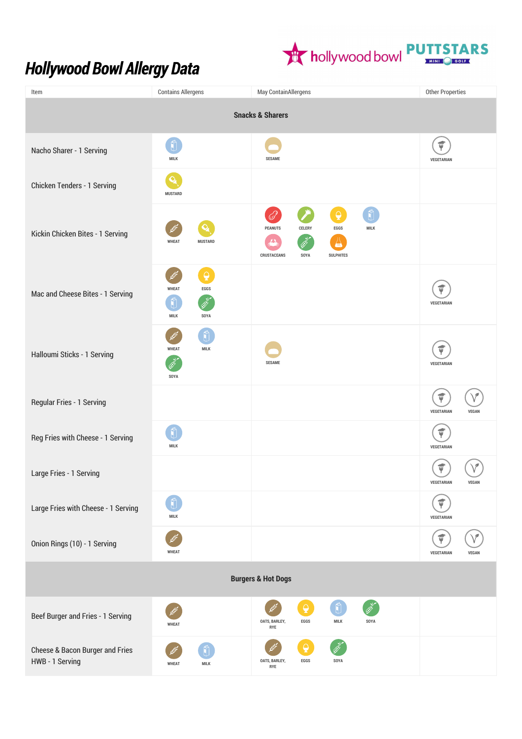# Hollywood Bowl Allergy Data

| Item | Contains Allergens | May ContainAllergens | Other Properties |
|---|---|---|---|
| **Snacks & Sharers** | | | |
| Nacho Sharer - 1 Serving | MILK | SESAME | VEGETARIAN |
| Chicken Tenders - 1 Serving | MUSTARD | | |
| Kickin Chicken Bites - 1 Serving | WHEAT, MUSTARD | PEANUTS, CELERY, EGGS, MILK, CRUSTACEANS, SOYA, SULPHITES | |
| Mac and Cheese Bites - 1 Serving | WHEAT, EGGS, MILK, SOYA | | VEGETARIAN |
| Halloumi Sticks - 1 Serving | WHEAT, MILK, SOYA | SESAME | VEGETARIAN |
| Regular Fries - 1 Serving | | | VEGETARIAN, VEGAN |
| Reg Fries with Cheese - 1 Serving | MILK | | VEGETARIAN |
| Large Fries - 1 Serving | | | VEGETARIAN, VEGAN |
| Large Fries with Cheese - 1 Serving | MILK | | VEGETARIAN |
| Onion Rings (10) - 1 Serving | WHEAT | | VEGETARIAN, VEGAN |
| **Burgers & Hot Dogs** | | | |
| Beef Burger and Fries - 1 Serving | WHEAT | OATS, BARLEY, RYE, EGGS, MILK, SOYA | |
| Cheese & Bacon Burger and Fries HWB - 1 Serving | WHEAT, MILK | OATS, BARLEY, RYE, EGGS, SOYA | |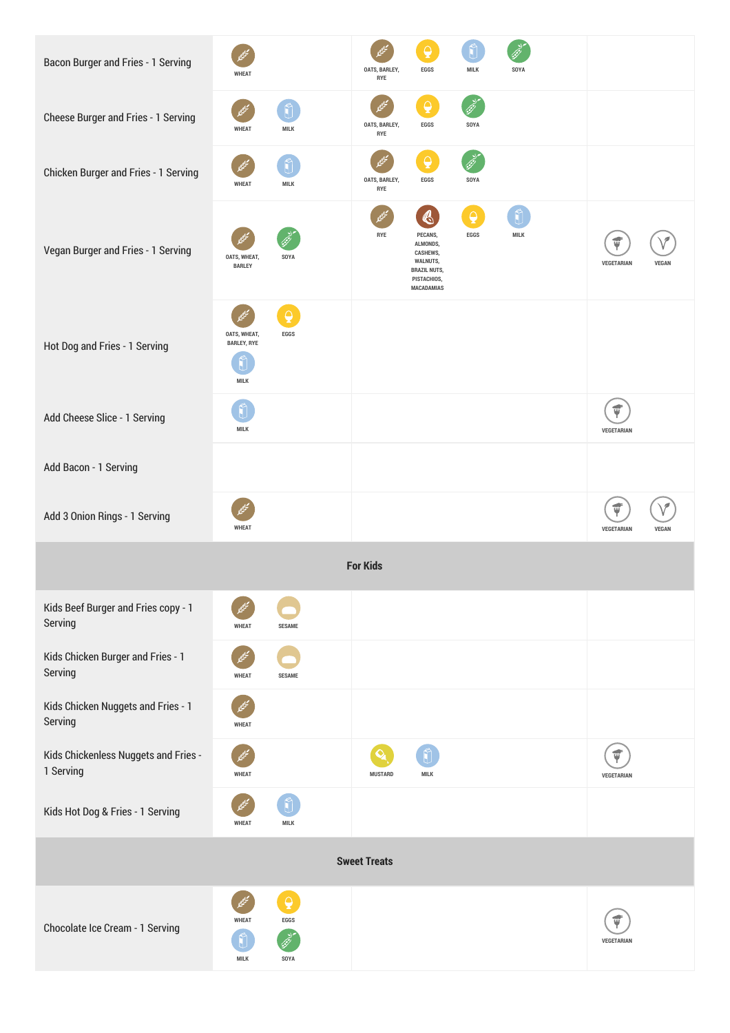| | | | |
|---|---|---|---|
| Bacon Burger and Fries - 1 Serving | WHEAT | OATS, BARLEY, RYE; EGGS; MILK; SOYA | |
| Cheese Burger and Fries - 1 Serving | WHEAT; MILK | OATS, BARLEY, RYE; EGGS; SOYA | |
| Chicken Burger and Fries - 1 Serving | WHEAT; MILK | OATS, BARLEY, RYE; EGGS; SOYA | |
| Vegan Burger and Fries - 1 Serving | OATS, WHEAT, BARLEY; SOYA | RYE; PECANS, ALMONDS, CASHEWS, WALNUTS, BRAZIL NUTS, PISTACHIOS, MACADAMIAS; EGGS; MILK | VEGETARIAN; VEGAN |
| Hot Dog and Fries - 1 Serving | OATS, WHEAT, BARLEY, RYE; EGGS; MILK | | |
| Add Cheese Slice - 1 Serving | MILK | | VEGETARIAN |
| Add Bacon - 1 Serving | | | |
| Add 3 Onion Rings - 1 Serving | WHEAT | | VEGETARIAN; VEGAN |
| **For Kids** | | | |
| Kids Beef Burger and Fries copy - 1 Serving | WHEAT; SESAME | | |
| Kids Chicken Burger and Fries - 1 Serving | WHEAT; SESAME | | |
| Kids Chicken Nuggets and Fries - 1 Serving | WHEAT | | |
| Kids Chickenless Nuggets and Fries - 1 Serving | WHEAT | MUSTARD; MILK | VEGETARIAN |
| Kids Hot Dog & Fries - 1 Serving | WHEAT; MILK | | |
| **Sweet Treats** | | | |
| Chocolate Ice Cream - 1 Serving | WHEAT; EGGS; MILK; SOYA | | VEGETARIAN |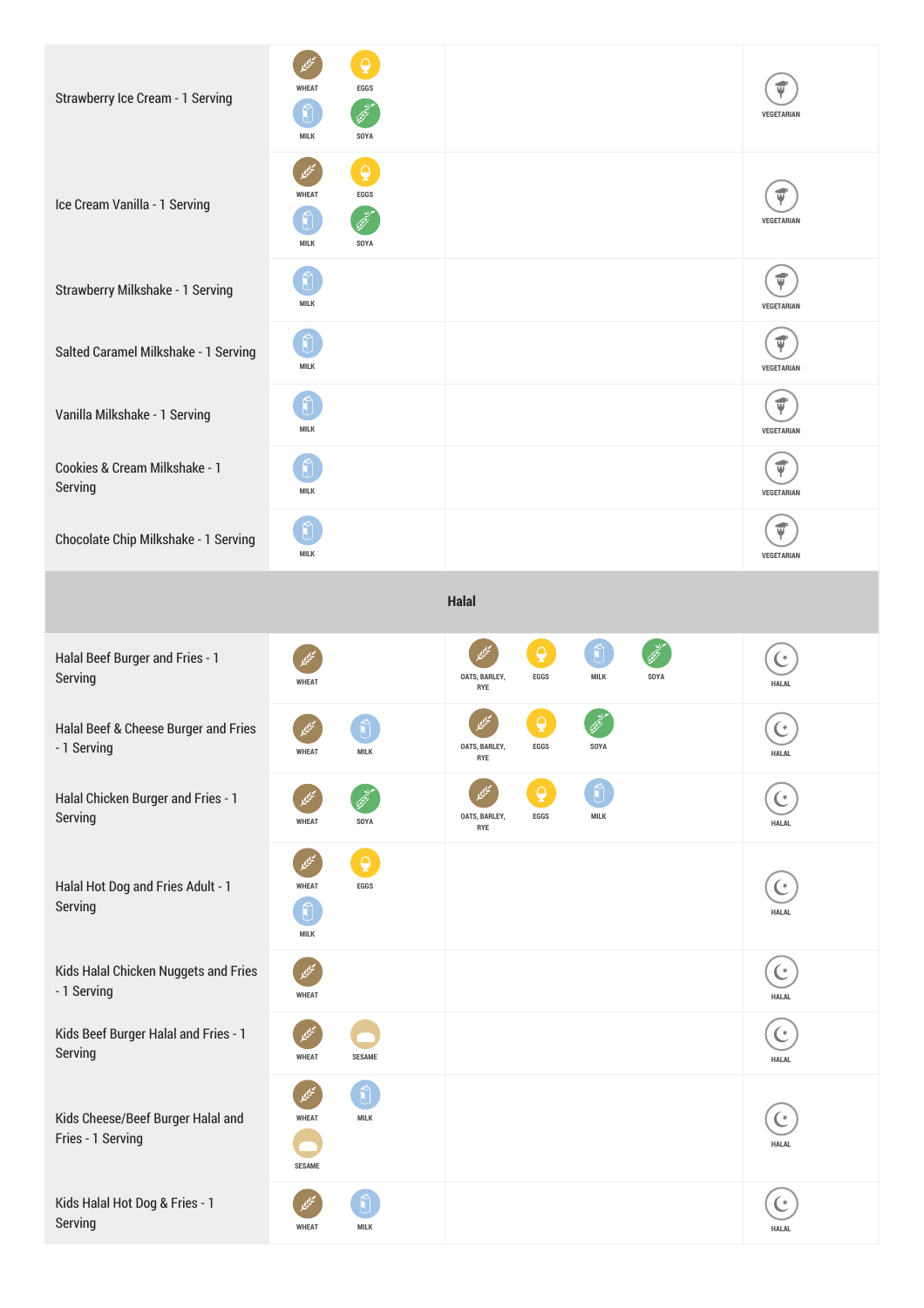| | | | |
|---|---|---|---|
| Strawberry Ice Cream - 1 Serving | WHEAT, EGGS, MILK, SOYA | | VEGETARIAN |
| Ice Cream Vanilla - 1 Serving | WHEAT, EGGS, MILK, SOYA | | VEGETARIAN |
| Strawberry Milkshake - 1 Serving | MILK | | VEGETARIAN |
| Salted Caramel Milkshake - 1 Serving | MILK | | VEGETARIAN |
| Vanilla Milkshake - 1 Serving | MILK | | VEGETARIAN |
| Cookies & Cream Milkshake - 1 Serving | MILK | | VEGETARIAN |
| Chocolate Chip Milkshake - 1 Serving | MILK | | VEGETARIAN |
| **Halal** | | | |
| Halal Beef Burger and Fries - 1 Serving | WHEAT | OATS, BARLEY, RYE, EGGS, MILK, SOYA | HALAL |
| Halal Beef & Cheese Burger and Fries - 1 Serving | WHEAT, MILK | OATS, BARLEY, RYE, EGGS, SOYA | HALAL |
| Halal Chicken Burger and Fries - 1 Serving | WHEAT, SOYA | OATS, BARLEY, RYE, EGGS, MILK | HALAL |
| Halal Hot Dog and Fries Adult - 1 Serving | WHEAT, EGGS, MILK | | HALAL |
| Kids Halal Chicken Nuggets and Fries - 1 Serving | WHEAT | | HALAL |
| Kids Beef Burger Halal and Fries - 1 Serving | WHEAT, SESAME | | HALAL |
| Kids Cheese/Beef Burger Halal and Fries - 1 Serving | WHEAT, MILK, SESAME | | HALAL |
| Kids Halal Hot Dog & Fries - 1 Serving | WHEAT, MILK | | HALAL |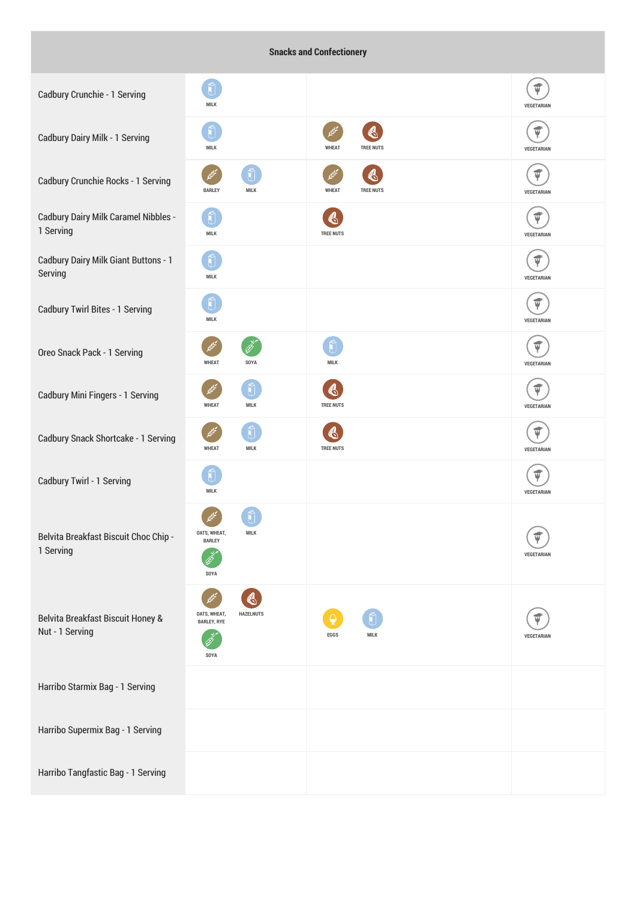| Snacks and Confectionery | | | |
|---|---|---|---|
| Cadbury Crunchie - 1 Serving | MILK | | VEGETARIAN |
| Cadbury Dairy Milk - 1 Serving | MILK | WHEAT, TREE NUTS | VEGETARIAN |
| Cadbury Crunchie Rocks - 1 Serving | BARLEY, MILK | WHEAT, TREE NUTS | VEGETARIAN |
| Cadbury Dairy Milk Caramel Nibbles - 1 Serving | MILK | TREE NUTS | VEGETARIAN |
| Cadbury Dairy Milk Giant Buttons - 1 Serving | MILK | | VEGETARIAN |
| Cadbury Twirl Bites - 1 Serving | MILK | | VEGETARIAN |
| Oreo Snack Pack - 1 Serving | WHEAT, SOYA | MILK | VEGETARIAN |
| Cadbury Mini Fingers - 1 Serving | WHEAT, MILK | TREE NUTS | VEGETARIAN |
| Cadbury Snack Shortcake - 1 Serving | WHEAT, MILK | TREE NUTS | VEGETARIAN |
| Cadbury Twirl - 1 Serving | MILK | | VEGETARIAN |
| Belvita Breakfast Biscuit Choc Chip - 1 Serving | OATS, WHEAT, BARLEY, MILK, SOYA | | VEGETARIAN |
| Belvita Breakfast Biscuit Honey & Nut - 1 Serving | OATS, WHEAT, BARLEY, RYE, HAZELNUTS, SOYA | EGGS, MILK | VEGETARIAN |
| Harribo Starmix Bag - 1 Serving | | | |
| Harribo Supermix Bag - 1 Serving | | | |
| Harribo Tangfastic Bag - 1 Serving | | | |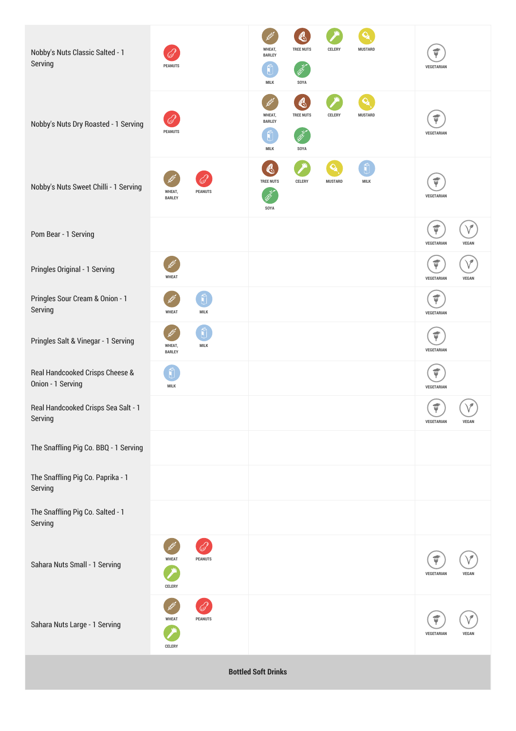| | | | |
|---|---|---|---|
| Nobby's Nuts Classic Salted - 1 Serving | PEANUTS | WHEAT, BARLEY, TREE NUTS, CELERY, MUSTARD, MILK, SOYA | VEGETARIAN |
| Nobby's Nuts Dry Roasted - 1 Serving | PEANUTS | WHEAT, BARLEY, TREE NUTS, CELERY, MUSTARD, MILK, SOYA | VEGETARIAN |
| Nobby's Nuts Sweet Chilli - 1 Serving | WHEAT, BARLEY, PEANUTS | TREE NUTS, CELERY, MUSTARD, MILK, SOYA | VEGETARIAN |
| Pom Bear - 1 Serving | | | VEGETARIAN, VEGAN |
| Pringles Original - 1 Serving | WHEAT | | VEGETARIAN, VEGAN |
| Pringles Sour Cream & Onion - 1 Serving | WHEAT, MILK | | VEGETARIAN |
| Pringles Salt & Vinegar - 1 Serving | WHEAT, BARLEY, MILK | | VEGETARIAN |
| Real Handcooked Crisps Cheese & Onion - 1 Serving | MILK | | VEGETARIAN |
| Real Handcooked Crisps Sea Salt - 1 Serving | | | VEGETARIAN, VEGAN |
| The Snaffling Pig Co. BBQ - 1 Serving | | | |
| The Snaffling Pig Co. Paprika - 1 Serving | | | |
| The Snaffling Pig Co. Salted - 1 Serving | | | |
| Sahara Nuts Small - 1 Serving | WHEAT, PEANUTS, CELERY | | VEGETARIAN, VEGAN |
| Sahara Nuts Large - 1 Serving | WHEAT, PEANUTS, CELERY | | VEGETARIAN, VEGAN |

**Bottled Soft Drinks**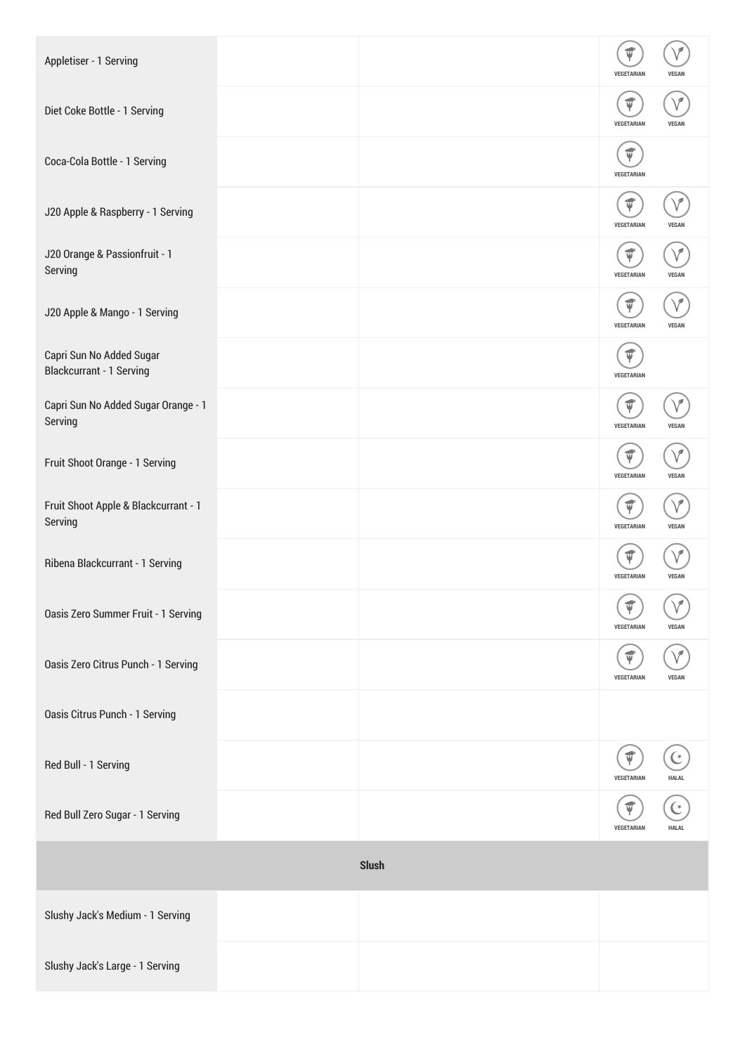| | | | |
|---|---|---|---|
| Appletiser - 1 Serving | | | VEGETARIAN VEGAN |
| Diet Coke Bottle - 1 Serving | | | VEGETARIAN VEGAN |
| Coca-Cola Bottle - 1 Serving | | | VEGETARIAN |
| J20 Apple & Raspberry - 1 Serving | | | VEGETARIAN VEGAN |
| J20 Orange & Passionfruit - 1 Serving | | | VEGETARIAN VEGAN |
| J20 Apple & Mango - 1 Serving | | | VEGETARIAN VEGAN |
| Capri Sun No Added Sugar Blackcurrant - 1 Serving | | | VEGETARIAN |
| Capri Sun No Added Sugar Orange - 1 Serving | | | VEGETARIAN VEGAN |
| Fruit Shoot Orange - 1 Serving | | | VEGETARIAN VEGAN |
| Fruit Shoot Apple & Blackcurrant - 1 Serving | | | VEGETARIAN VEGAN |
| Ribena Blackcurrant - 1 Serving | | | VEGETARIAN VEGAN |
| Oasis Zero Summer Fruit - 1 Serving | | | VEGETARIAN VEGAN |
| Oasis Zero Citrus Punch - 1 Serving | | | VEGETARIAN VEGAN |
| Oasis Citrus Punch - 1 Serving | | | |
| Red Bull - 1 Serving | | | VEGETARIAN HALAL |
| Red Bull Zero Sugar - 1 Serving | | | VEGETARIAN HALAL |
| **Slush** | | | |
| Slushy Jack's Medium - 1 Serving | | | |
| Slushy Jack's Large - 1 Serving | | | |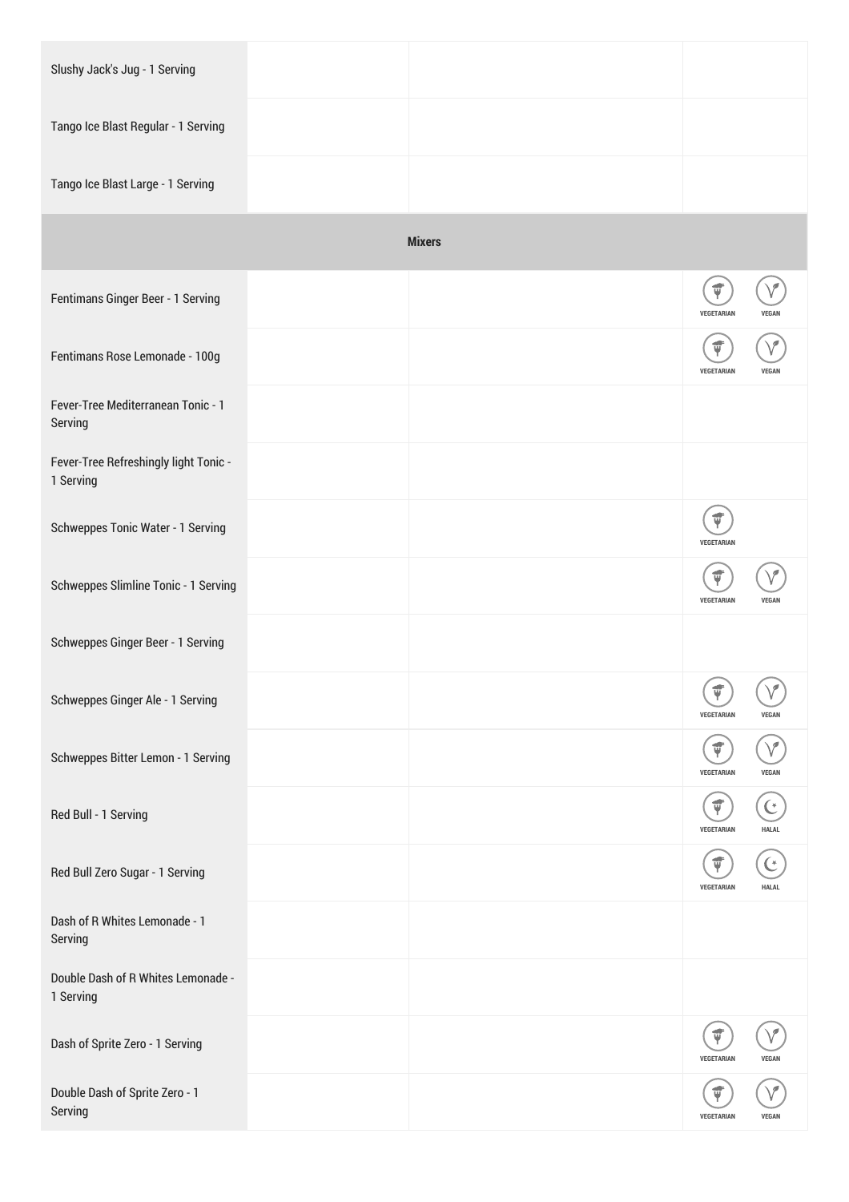| | | | |
|---|---|---|---|
| Slushy Jack's Jug - 1 Serving | | | |
| Tango Ice Blast Regular - 1 Serving | | | |
| Tango Ice Blast Large - 1 Serving | | | |
| **Mixers** | | | |
| Fentimans Ginger Beer - 1 Serving | | | VEGETARIAN VEGAN |
| Fentimans Rose Lemonade - 100g | | | VEGETARIAN VEGAN |
| Fever-Tree Mediterranean Tonic - 1 Serving | | | |
| Fever-Tree Refreshingly light Tonic - 1 Serving | | | |
| Schweppes Tonic Water - 1 Serving | | | VEGETARIAN |
| Schweppes Slimline Tonic - 1 Serving | | | VEGETARIAN VEGAN |
| Schweppes Ginger Beer - 1 Serving | | | |
| Schweppes Ginger Ale - 1 Serving | | | VEGETARIAN VEGAN |
| Schweppes Bitter Lemon - 1 Serving | | | VEGETARIAN VEGAN |
| Red Bull - 1 Serving | | | VEGETARIAN HALAL |
| Red Bull Zero Sugar - 1 Serving | | | VEGETARIAN HALAL |
| Dash of R Whites Lemonade - 1 Serving | | | |
| Double Dash of R Whites Lemonade - 1 Serving | | | |
| Dash of Sprite Zero - 1 Serving | | | VEGETARIAN VEGAN |
| Double Dash of Sprite Zero - 1 Serving | | | VEGETARIAN VEGAN |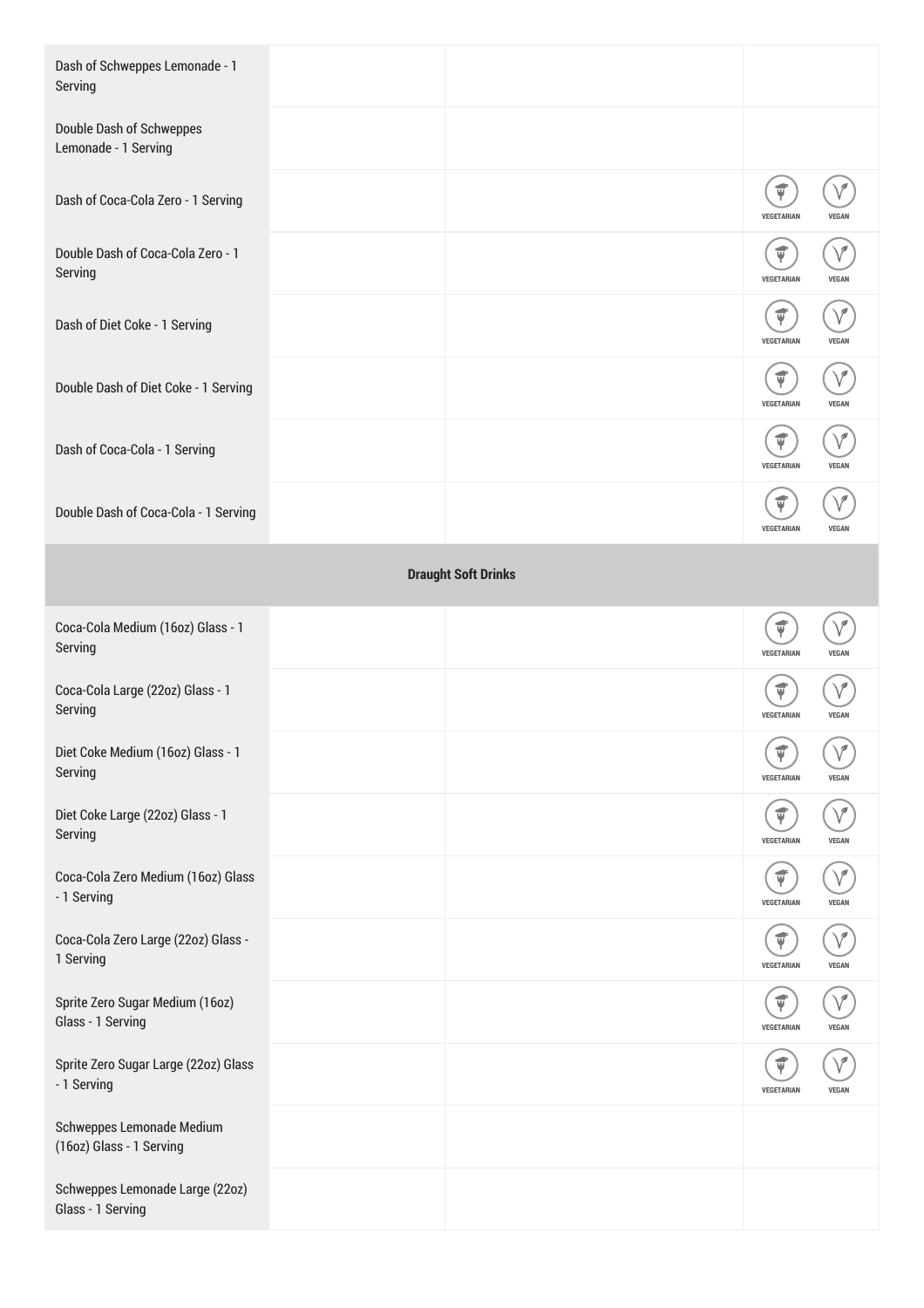| | | | |
|---|---|---|---|
| Dash of Schweppes Lemonade - 1 Serving | | | |
| Double Dash of Schweppes Lemonade - 1 Serving | | | |
| Dash of Coca-Cola Zero - 1 Serving | | | VEGETARIAN VEGAN |
| Double Dash of Coca-Cola Zero - 1 Serving | | | VEGETARIAN VEGAN |
| Dash of Diet Coke - 1 Serving | | | VEGETARIAN VEGAN |
| Double Dash of Diet Coke - 1 Serving | | | VEGETARIAN VEGAN |
| Dash of Coca-Cola - 1 Serving | | | VEGETARIAN VEGAN |
| Double Dash of Coca-Cola - 1 Serving | | | VEGETARIAN VEGAN |
| **Draught Soft Drinks** | | | |
| Coca-Cola Medium (16oz) Glass - 1 Serving | | | VEGETARIAN VEGAN |
| Coca-Cola Large (22oz) Glass - 1 Serving | | | VEGETARIAN VEGAN |
| Diet Coke Medium (16oz) Glass - 1 Serving | | | VEGETARIAN VEGAN |
| Diet Coke Large (22oz) Glass - 1 Serving | | | VEGETARIAN VEGAN |
| Coca-Cola Zero Medium (16oz) Glass - 1 Serving | | | VEGETARIAN VEGAN |
| Coca-Cola Zero Large (22oz) Glass - 1 Serving | | | VEGETARIAN VEGAN |
| Sprite Zero Sugar Medium (16oz) Glass - 1 Serving | | | VEGETARIAN VEGAN |
| Sprite Zero Sugar Large (22oz) Glass - 1 Serving | | | VEGETARIAN VEGAN |
| Schweppes Lemonade Medium (16oz) Glass - 1 Serving | | | |
| Schweppes Lemonade Large (22oz) Glass - 1 Serving | | | |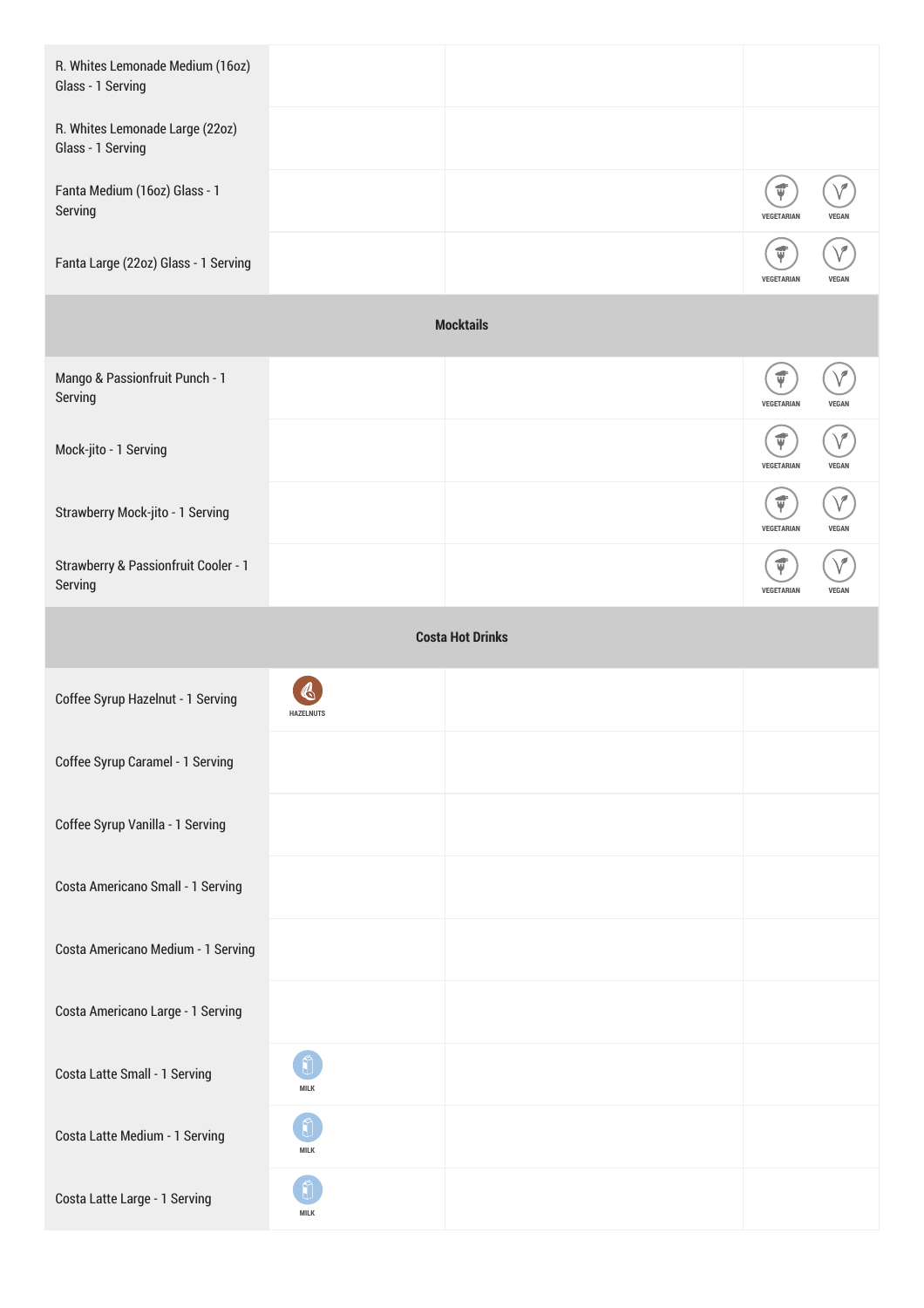| | | | |
|---|---|---|---|
| R. Whites Lemonade Medium (16oz) Glass - 1 Serving | | | |
| R. Whites Lemonade Large (22oz) Glass - 1 Serving | | | |
| Fanta Medium (16oz) Glass - 1 Serving | | | VEGETARIAN VEGAN |
| Fanta Large (22oz) Glass - 1 Serving | | | VEGETARIAN VEGAN |
| **Mocktails** | | | |
| Mango & Passionfruit Punch - 1 Serving | | | VEGETARIAN VEGAN |
| Mock-jito - 1 Serving | | | VEGETARIAN VEGAN |
| Strawberry Mock-jito - 1 Serving | | | VEGETARIAN VEGAN |
| Strawberry & Passionfruit Cooler - 1 Serving | | | VEGETARIAN VEGAN |
| **Costa Hot Drinks** | | | |
| Coffee Syrup Hazelnut - 1 Serving | HAZELNUTS | | |
| Coffee Syrup Caramel - 1 Serving | | | |
| Coffee Syrup Vanilla - 1 Serving | | | |
| Costa Americano Small - 1 Serving | | | |
| Costa Americano Medium - 1 Serving | | | |
| Costa Americano Large - 1 Serving | | | |
| Costa Latte Small - 1 Serving | MILK | | |
| Costa Latte Medium - 1 Serving | MILK | | |
| Costa Latte Large - 1 Serving | MILK | | |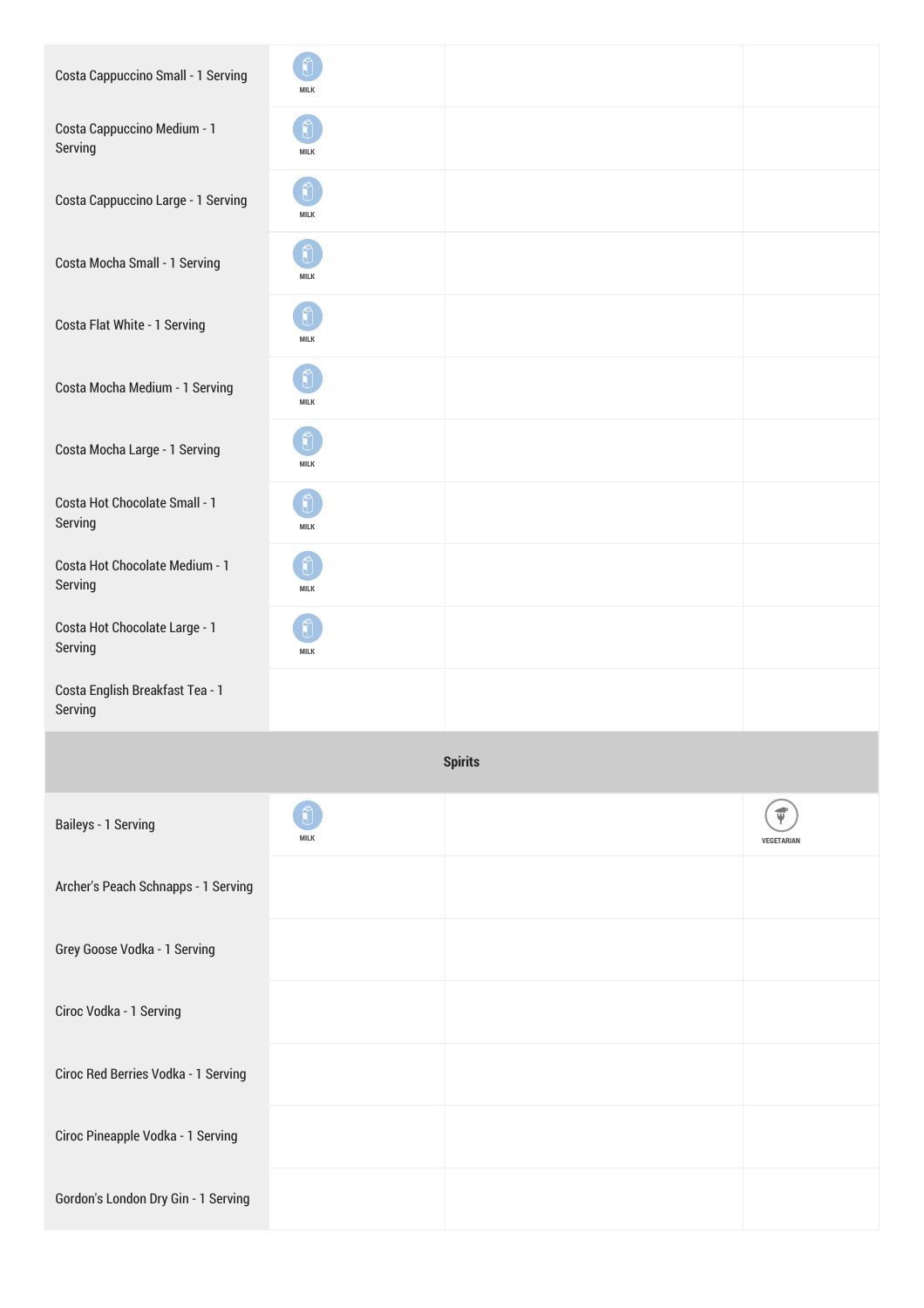| | | | |
|---|---|---|---|
| Costa Cappuccino Small - 1 Serving | MILK | | |
| Costa Cappuccino Medium - 1 Serving | MILK | | |
| Costa Cappuccino Large - 1 Serving | MILK | | |
| Costa Mocha Small - 1 Serving | MILK | | |
| Costa Flat White - 1 Serving | MILK | | |
| Costa Mocha Medium - 1 Serving | MILK | | |
| Costa Mocha Large - 1 Serving | MILK | | |
| Costa Hot Chocolate Small - 1 Serving | MILK | | |
| Costa Hot Chocolate Medium - 1 Serving | MILK | | |
| Costa Hot Chocolate Large - 1 Serving | MILK | | |
| Costa English Breakfast Tea - 1 Serving | | | |
| **Spirits** | | | |
| Baileys - 1 Serving | MILK | | VEGETARIAN |
| Archer's Peach Schnapps - 1 Serving | | | |
| Grey Goose Vodka - 1 Serving | | | |
| Ciroc Vodka - 1 Serving | | | |
| Ciroc Red Berries Vodka - 1 Serving | | | |
| Ciroc Pineapple Vodka - 1 Serving | | | |
| Gordon's London Dry Gin - 1 Serving | | | |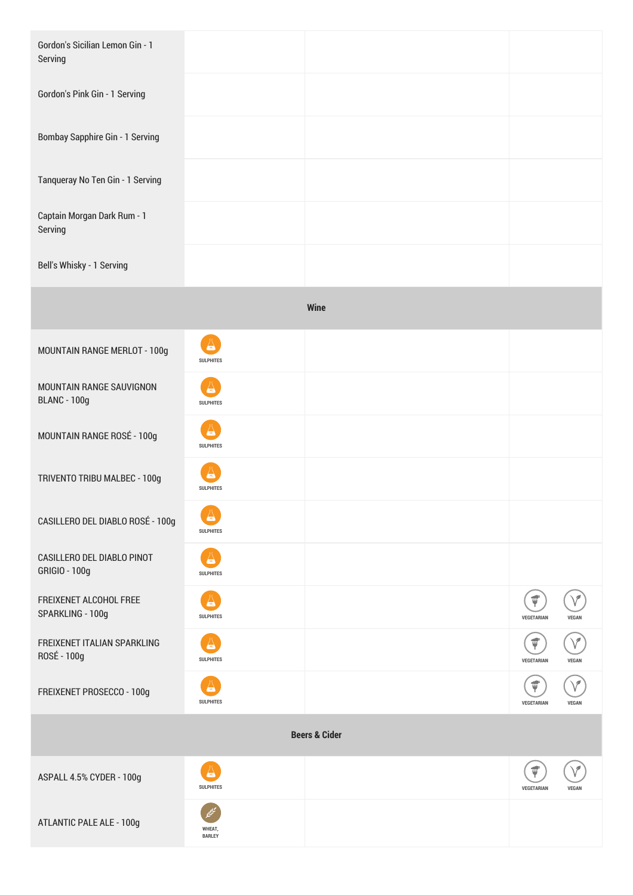| | | | |
|---|---|---|---|
| Gordon's Sicilian Lemon Gin - 1 Serving | | | |
| Gordon's Pink Gin - 1 Serving | | | |
| Bombay Sapphire Gin - 1 Serving | | | |
| Tanqueray No Ten Gin - 1 Serving | | | |
| Captain Morgan Dark Rum - 1 Serving | | | |
| Bell's Whisky - 1 Serving | | | |
| **Wine** | | | |
| MOUNTAIN RANGE MERLOT - 100g | SULPHITES | | |
| MOUNTAIN RANGE SAUVIGNON BLANC - 100g | SULPHITES | | |
| MOUNTAIN RANGE ROSÉ - 100g | SULPHITES | | |
| TRIVENTO TRIBU MALBEC - 100g | SULPHITES | | |
| CASILLERO DEL DIABLO ROSÉ - 100g | SULPHITES | | |
| CASILLERO DEL DIABLO PINOT GRIGIO - 100g | SULPHITES | | |
| FREIXENET ALCOHOL FREE SPARKLING - 100g | SULPHITES | | VEGETARIAN, VEGAN |
| FREIXENET ITALIAN SPARKLING ROSÉ - 100g | SULPHITES | | VEGETARIAN, VEGAN |
| FREIXENET PROSECCO - 100g | SULPHITES | | VEGETARIAN, VEGAN |
| **Beers & Cider** | | | |
| ASPALL 4.5% CYDER - 100g | SULPHITES | | VEGETARIAN, VEGAN |
| ATLANTIC PALE ALE - 100g | WHEAT, BARLEY | | |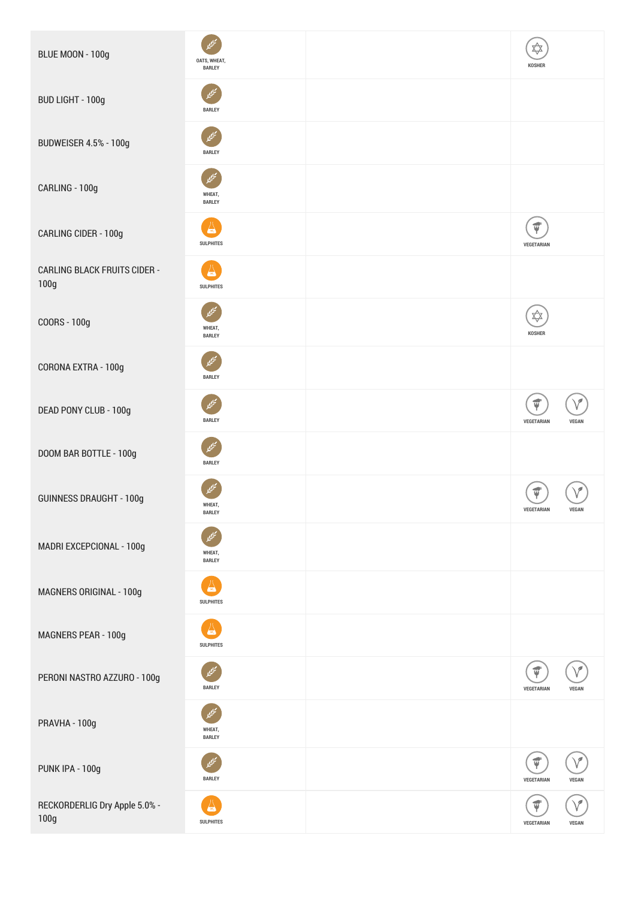| | | | |
|---|---|---|---|
| BLUE MOON - 100g | OATS, WHEAT, BARLEY | | KOSHER |
| BUD LIGHT - 100g | BARLEY | | |
| BUDWEISER 4.5% - 100g | BARLEY | | |
| CARLING - 100g | WHEAT, BARLEY | | |
| CARLING CIDER - 100g | SULPHITES | | VEGETARIAN |
| CARLING BLACK FRUITS CIDER - 100g | SULPHITES | | |
| COORS - 100g | WHEAT, BARLEY | | KOSHER |
| CORONA EXTRA - 100g | BARLEY | | |
| DEAD PONY CLUB - 100g | BARLEY | | VEGETARIAN VEGAN |
| DOOM BAR BOTTLE - 100g | BARLEY | | |
| GUINNESS DRAUGHT - 100g | WHEAT, BARLEY | | VEGETARIAN VEGAN |
| MADRI EXCEPCIONAL - 100g | WHEAT, BARLEY | | |
| MAGNERS ORIGINAL - 100g | SULPHITES | | |
| MAGNERS PEAR - 100g | SULPHITES | | |
| PERONI NASTRO AZZURO - 100g | BARLEY | | VEGETARIAN VEGAN |
| PRAVHA - 100g | WHEAT, BARLEY | | |
| PUNK IPA - 100g | BARLEY | | VEGETARIAN VEGAN |
| RECKORDERLIG Dry Apple 5.0% - 100g | SULPHITES | | VEGETARIAN VEGAN |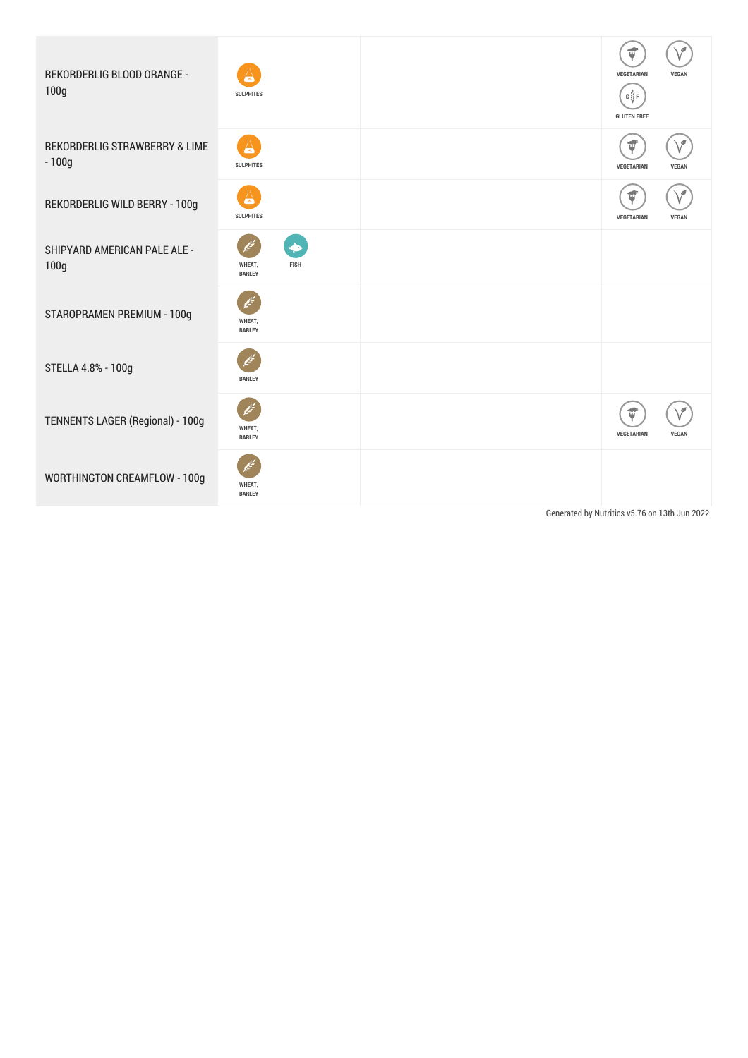| | | | |
|---|---|---|---|
| REKORDERLIG BLOOD ORANGE - 100g | SULPHITES | | VEGETARIAN, VEGAN, GLUTEN FREE |
| REKORDERLIG STRAWBERRY & LIME - 100g | SULPHITES | | VEGETARIAN, VEGAN |
| REKORDERLIG WILD BERRY - 100g | SULPHITES | | VEGETARIAN, VEGAN |
| SHIPYARD AMERICAN PALE ALE - 100g | WHEAT, BARLEY; FISH | | |
| STAROPRAMEN PREMIUM - 100g | WHEAT, BARLEY | | |
| STELLA 4.8% - 100g | BARLEY | | |
| TENNENTS LAGER (Regional) - 100g | WHEAT, BARLEY | | VEGETARIAN, VEGAN |
| WORTHINGTON CREAMFLOW - 100g | WHEAT, BARLEY | | |

Generated by Nutritics v5.76 on 13th Jun 2022